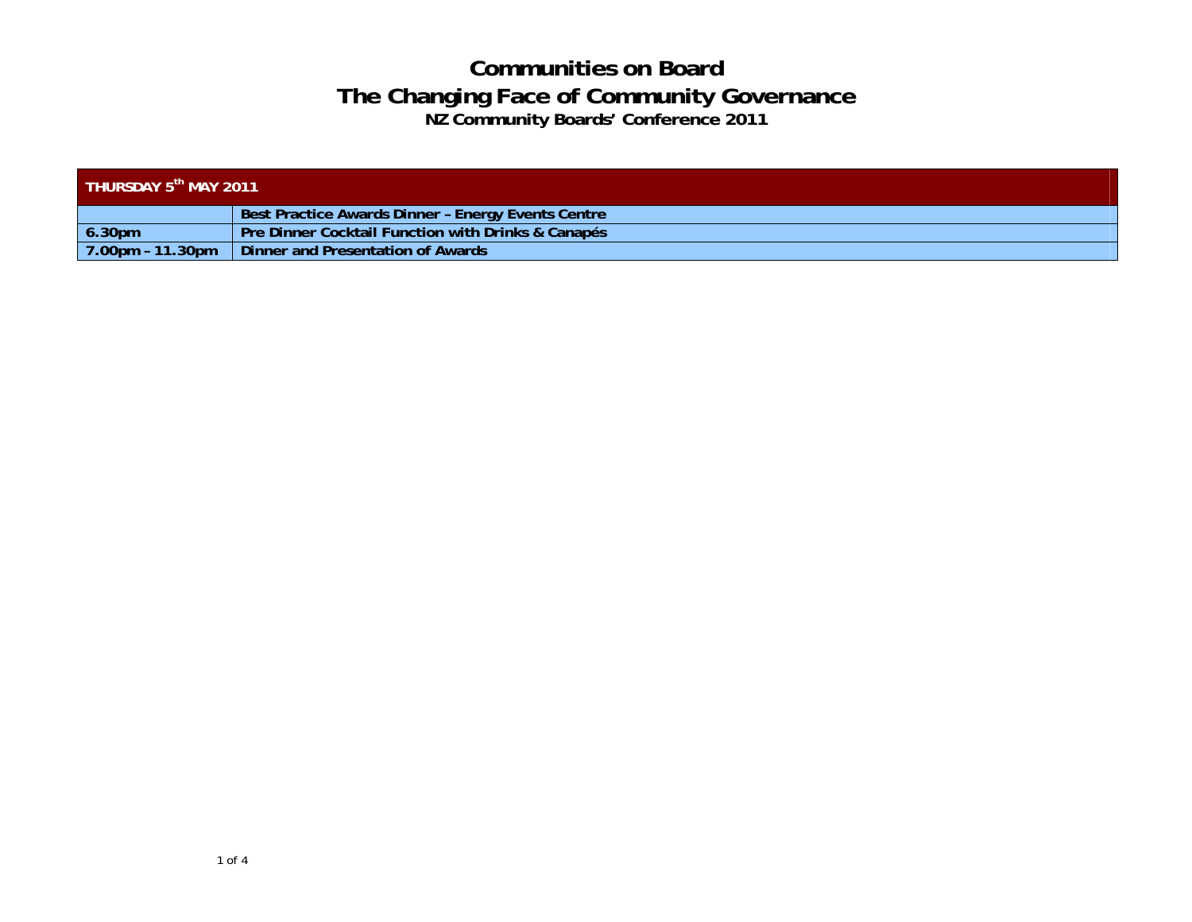# Communities on Board

## The Changing Face of Community Governance

### NZ Community Boards' Conference 2011

| THURSDAY 5th MAY 2011 | |
|---|---|
| | **Best Practice Awards Dinner – Energy Events Centre** |
| **6.30pm** | **Pre Dinner Cocktail Function with Drinks & Canapés** |
| **7.00pm – 11.30pm** | **Dinner and Presentation of Awards** |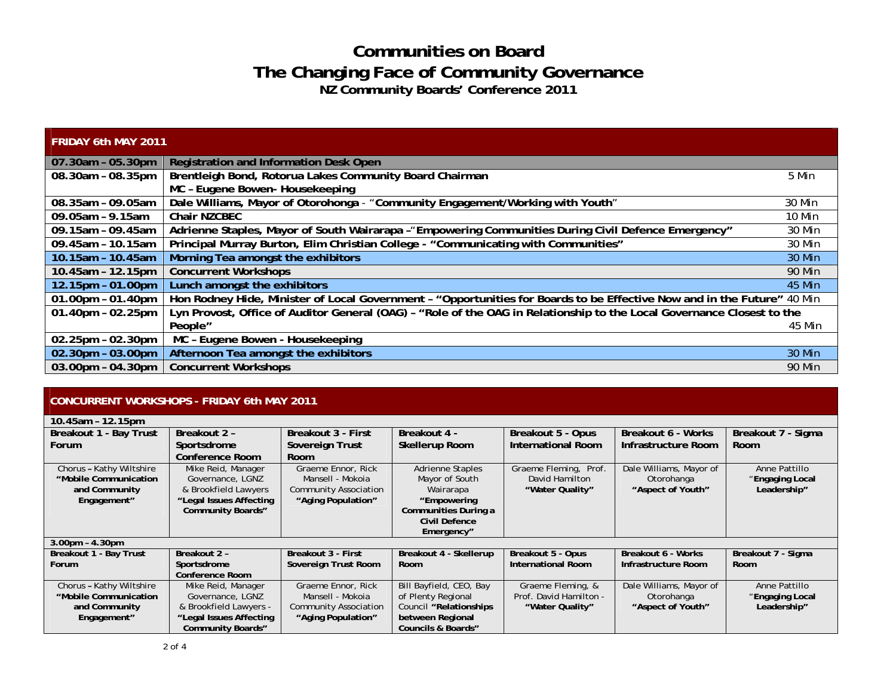# Communities on Board

## The Changing Face of Community Governance

### NZ Community Boards' Conference 2011

| **FRIDAY 6th MAY 2011** | | |
|---|---|---|
| **07.30am – 05.30pm** | **Registration and Information Desk Open** | |
| **08.30am – 08.35pm** | **Brentleigh Bond, Rotorua Lakes Community Board Chairman**<br>**MC – Eugene Bowen- Housekeeping** | 5 Min |
| **08.35am – 09.05am** | **Dale Williams, Mayor of Otorohonga** - "**Community Engagement/Working with Youth**" | 30 Min |
| **09.05am – 9.15am** | **Chair NZCBEC** | 10 Min |
| **09.15am – 09.45am** | **Adrienne Staples, Mayor of South Wairarapa** –"**Empowering Communities During Civil Defence Emergency"** | 30 Min |
| **09.45am – 10.15am** | **Principal Murray Burton, Elim Christian College - "Communicating with Communities"** | 30 Min |
| **10.15am – 10.45am** | **Morning Tea amongst the exhibitors** | 30 Min |
| **10.45am – 12.15pm** | **Concurrent Workshops** | 90 Min |
| **12.15pm – 01.00pm** | **Lunch amongst the exhibitors** | 45 Min |
| **01.00pm – 01.40pm** | **Hon Rodney Hide, Minister of Local Government – "Opportunities for Boards to be Effective Now and in the Future"** | 40 Min |
| **01.40pm – 02.25pm** | **Lyn Provost, Office of Auditor General (OAG) – "Role of the OAG in Relationship to the Local Governance Closest to the People"** | 45 Min |
| **02.25pm – 02.30pm** | **MC – Eugene Bowen - Housekeeping** | |
| **02.30pm – 03.00pm** | **Afternoon Tea amongst the exhibitors** | 30 Min |
| **03.00pm – 04.30pm** | **Concurrent Workshops** | 90 Min |

| **CONCURRENT WORKSHOPS - FRIDAY 6th MAY 2011** | | | | | | |
|---|---|---|---|---|---|---|
| **10.45am – 12.15pm** | | | | | | |
| **Breakout 1 - Bay Trust Forum** | **Breakout 2 – Sportsdrome Conference Room** | **Breakout 3 - First Sovereign Trust Room** | **Breakout 4 - Skellerup Room** | **Breakout 5 - Opus International Room** | **Breakout 6 - Works Infrastructure Room** | **Breakout 7 - Sigma Room** |
| Chorus – Kathy Wiltshire **"Mobile Communication and Community Engagement"** | Mike Reid, Manager Governance, LGNZ & Brookfield Lawyers **"Legal Issues Affecting Community Boards"** | Graeme Ennor, Rick Mansell - Mokoia Community Association **"Aging Population"** | Adrienne Staples Mayor of South Wairarapa **"Empowering Communities During a Civil Defence Emergency"** | Graeme Fleming, Prof. David Hamilton **"Water Quality"** | Dale Williams, Mayor of Otorohanga **"Aspect of Youth"** | Anne Pattillo "**Engaging Local Leadership"** |
| **3.00pm – 4.30pm** | | | | | | |
| **Breakout 1 - Bay Trust Forum** | **Breakout 2 – Sportsdrome Conference Room** | **Breakout 3 - First Sovereign Trust Room** | **Breakout 4 - Skellerup Room** | **Breakout 5 - Opus International Room** | **Breakout 6 - Works Infrastructure Room** | **Breakout 7 - Sigma Room** |
| Chorus – Kathy Wiltshire **"Mobile Communication and Community Engagement"** | Mike Reid, Manager Governance, LGNZ & Brookfield Lawyers - **"Legal Issues Affecting Community Boards"** | Graeme Ennor, Rick Mansell - Mokoia Community Association **"Aging Population"** | Bill Bayfield, CEO, Bay of Plenty Regional Council **"Relationships between Regional Councils & Boards"** | Graeme Fleming, & Prof. David Hamilton - **"Water Quality"** | Dale Williams, Mayor of Otorohanga **"Aspect of Youth"** | Anne Pattillo "**Engaging Local Leadership"** |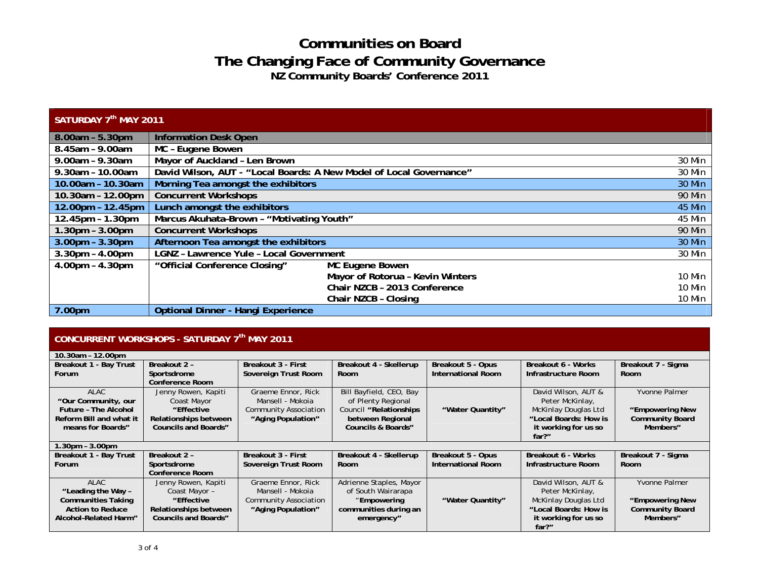# Communities on Board

## The Changing Face of Community Governance

### NZ Community Boards' Conference 2011

| SATURDAY 7th MAY 2011 | | | |
|---|---|---|---|
| 8.00am – 5.30pm | Information Desk Open | | |
| 8.45am – 9.00am | MC – Eugene Bowen | | |
| 9.00am – 9.30am | Mayor of Auckland – Len Brown | | 30 Min |
| 9.30am – 10.00am | David Wilson, AUT - "Local Boards: A New Model of Local Governance" | | 30 Min |
| 10.00am – 10.30am | Morning Tea amongst the exhibitors | | 30 Min |
| 10.30am – 12.00pm | Concurrent Workshops | | 90 Min |
| 12.00pm – 12.45pm | Lunch amongst the exhibitors | | 45 Min |
| 12.45pm – 1.30pm | Marcus Akuhata-Brown – "Motivating Youth" | | 45 Min |
| 1.30pm – 3.00pm | Concurrent Workshops | | 90 Min |
| 3.00pm – 3.30pm | Afternoon Tea amongst the exhibitors | | 30 Min |
| 3.30pm – 4.00pm | LGNZ – Lawrence Yule – Local Government | | 30 Min |
| 4.00pm – 4.30pm | "Official Conference Closing" | MC Eugene Bowen | |
| | | Mayor of Rotorua – Kevin Winters | 10 Min |
| | | Chair NZCB – 2013 Conference | 10 Min |
| | | Chair NZCB – Closing | 10 Min |
| 7.00pm | Optional Dinner - Hangi Experience | | |

## CONCURRENT WORKSHOPS - SATURDAY 7th MAY 2011

**10.30am – 12.00pm**

| Breakout 1 - Bay Trust Forum | Breakout 2 – Sportsdrome Conference Room | Breakout 3 - First Sovereign Trust Room | Breakout 4 - Skellerup Room | Breakout 5 - Opus International Room | Breakout 6 - Works Infrastructure Room | Breakout 7 - Sigma Room |
|---|---|---|---|---|---|---|
| ALAC **"Our Community, our Future – The Alcohol Reform Bill and what it means for Boards"** | Jenny Rowen, Kapiti Coast Mayor **"Effective Relationships between Councils and Boards"** | Graeme Ennor, Rick Mansell - Mokoia Community Association **"Aging Population"** | Bill Bayfield, CEO, Bay of Plenty Regional Council **"Relationships between Regional Councils & Boards"** | **"Water Quantity"** | David Wilson, AUT & Peter McKinlay, McKinlay Douglas Ltd **"Local Boards: How is it working for us so far?"** | Yvonne Palmer **"Empowering New Community Board Members"** |

**1.30pm – 3.00pm**

| Breakout 1 - Bay Trust Forum | Breakout 2 – Sportsdrome Conference Room | Breakout 3 - First Sovereign Trust Room | Breakout 4 - Skellerup Room | Breakout 5 - Opus International Room | Breakout 6 - Works Infrastructure Room | Breakout 7 - Sigma Room |
|---|---|---|---|---|---|---|
| ALAC **"Leading the Way – Communities Taking Action to Reduce Alcohol-Related Harm"** | Jenny Rowen, Kapiti Coast Mayor – **"Effective Relationships between Councils and Boards"** | Graeme Ennor, Rick Mansell - Mokoia Community Association **"Aging Population"** | Adrienne Staples, Mayor of South Wairarapa "**Empowering communities during an emergency"** | **"Water Quantity"** | David Wilson, AUT & Peter McKinlay, McKinlay Douglas Ltd **"Local Boards: How is it working for us so far?"** | Yvonne Palmer **"Empowering New Community Board Members"** |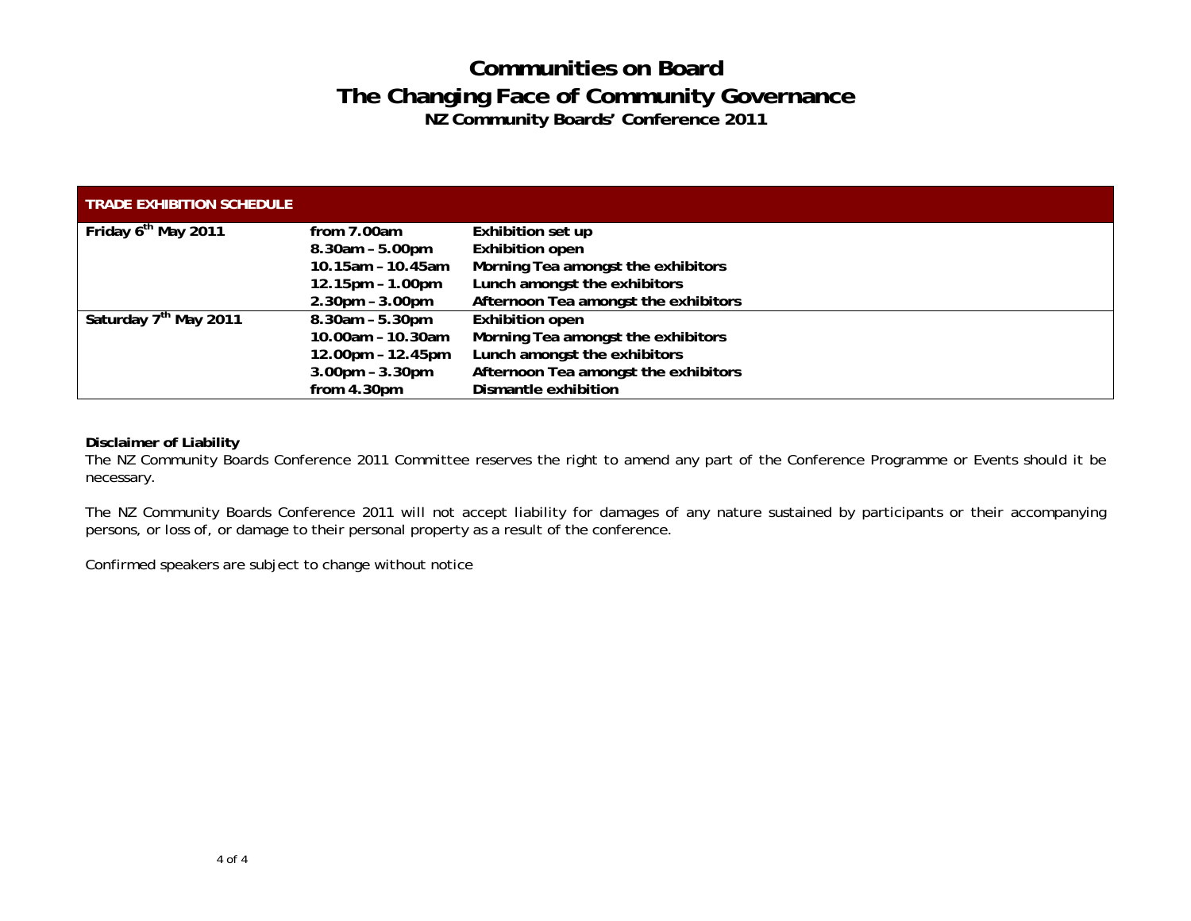# Communities on Board
# The Changing Face of Community Governance
### NZ Community Boards' Conference 2011

| TRADE EXHIBITION SCHEDULE | | |
|---|---|---|
| **Friday 6th May 2011** | **from 7.00am** | **Exhibition set up** |
| | **8.30am – 5.00pm** | **Exhibition open** |
| | **10.15am – 10.45am** | **Morning Tea amongst the exhibitors** |
| | **12.15pm – 1.00pm** | **Lunch amongst the exhibitors** |
| | **2.30pm – 3.00pm** | **Afternoon Tea amongst the exhibitors** |
| **Saturday 7th May 2011** | **8.30am – 5.30pm** | **Exhibition open** |
| | **10.00am – 10.30am** | **Morning Tea amongst the exhibitors** |
| | **12.00pm – 12.45pm** | **Lunch amongst the exhibitors** |
| | **3.00pm – 3.30pm** | **Afternoon Tea amongst the exhibitors** |
| | **from 4.30pm** | **Dismantle exhibition** |

**Disclaimer of Liability**
The NZ Community Boards Conference 2011 Committee reserves the right to amend any part of the Conference Programme or Events should it be necessary.

The NZ Community Boards Conference 2011 will not accept liability for damages of any nature sustained by participants or their accompanying persons, or loss of, or damage to their personal property as a result of the conference.

Confirmed speakers are subject to change without notice